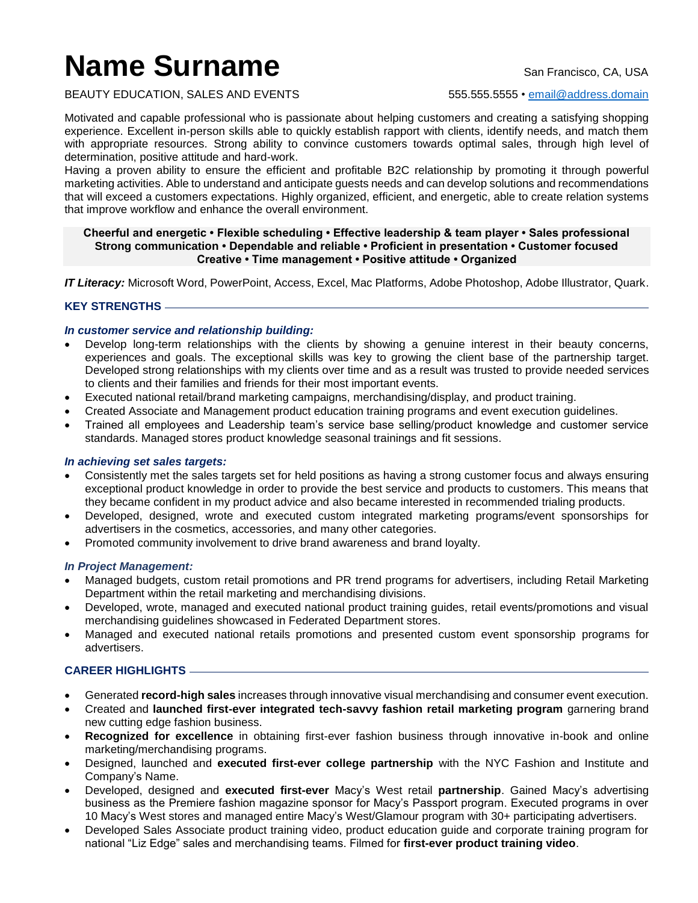# Name Surname

San Francisco, CA, USA

BEAUTY EDUCATION, SALES AND EVENTS

555.555.5555 • email@address.domain

Motivated and capable professional who is passionate about helping customers and creating a satisfying shopping experience. Excellent in-person skills able to quickly establish rapport with clients, identify needs, and match them with appropriate resources. Strong ability to convince customers towards optimal sales, through high level of determination, positive attitude and hard-work.

Having a proven ability to ensure the efficient and profitable B2C relationship by promoting it through powerful marketing activities. Able to understand and anticipate guests needs and can develop solutions and recommendations that will exceed a customers expectations. Highly organized, efficient, and energetic, able to create relation systems that improve workflow and enhance the overall environment.

**Cheerful and energetic • Flexible scheduling • Effective leadership & team player • Sales professional**
**Strong communication • Dependable and reliable • Proficient in presentation • Customer focused**
**Creative • Time management • Positive attitude • Organized**

***IT Literacy:*** Microsoft Word, PowerPoint, Access, Excel, Mac Platforms, Adobe Photoshop, Adobe Illustrator, Quark.

## KEY STRENGTHS

***In customer service and relationship building:***

- Develop long-term relationships with the clients by showing a genuine interest in their beauty concerns, experiences and goals. The exceptional skills was key to growing the client base of the partnership target. Developed strong relationships with my clients over time and as a result was trusted to provide needed services to clients and their families and friends for their most important events.
- Executed national retail/brand marketing campaigns, merchandising/display, and product training.
- Created Associate and Management product education training programs and event execution guidelines.
- Trained all employees and Leadership team's service base selling/product knowledge and customer service standards. Managed stores product knowledge seasonal trainings and fit sessions.

***In achieving set sales targets:***

- Consistently met the sales targets set for held positions as having a strong customer focus and always ensuring exceptional product knowledge in order to provide the best service and products to customers. This means that they became confident in my product advice and also became interested in recommended trialing products.
- Developed, designed, wrote and executed custom integrated marketing programs/event sponsorships for advertisers in the cosmetics, accessories, and many other categories.
- Promoted community involvement to drive brand awareness and brand loyalty.

***In Project Management:***

- Managed budgets, custom retail promotions and PR trend programs for advertisers, including Retail Marketing Department within the retail marketing and merchandising divisions.
- Developed, wrote, managed and executed national product training guides, retail events/promotions and visual merchandising guidelines showcased in Federated Department stores.
- Managed and executed national retails promotions and presented custom event sponsorship programs for advertisers.

## CAREER HIGHLIGHTS

- Generated **record-high sales** increases through innovative visual merchandising and consumer event execution.
- Created and **launched first-ever integrated tech-savvy fashion retail marketing program** garnering brand new cutting edge fashion business.
- **Recognized for excellence** in obtaining first-ever fashion business through innovative in-book and online marketing/merchandising programs.
- Designed, launched and **executed first-ever college partnership** with the NYC Fashion and Institute and Company's Name.
- Developed, designed and **executed first-ever** Macy's West retail **partnership**. Gained Macy's advertising business as the Premiere fashion magazine sponsor for Macy's Passport program. Executed programs in over 10 Macy's West stores and managed entire Macy's West/Glamour program with 30+ participating advertisers.
- Developed Sales Associate product training video, product education guide and corporate training program for national "Liz Edge" sales and merchandising teams. Filmed for **first-ever product training video**.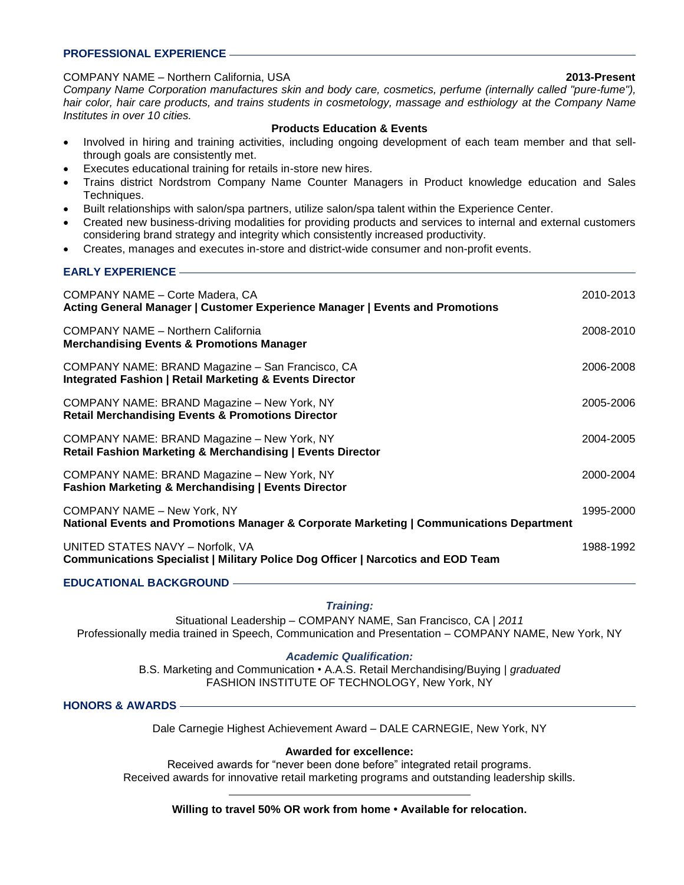## PROFESSIONAL EXPERIENCE

COMPANY NAME – Northern California, USA **2013-Present**

*Company Name Corporation manufactures skin and body care, cosmetics, perfume (internally called "pure-fume"), hair color, hair care products, and trains students in cosmetology, massage and esthiology at the Company Name Institutes in over 10 cities.*

**Products Education & Events**

- Involved in hiring and training activities, including ongoing development of each team member and that sell-through goals are consistently met.
- Executes educational training for retails in-store new hires.
- Trains district Nordstrom Company Name Counter Managers in Product knowledge education and Sales Techniques.
- Built relationships with salon/spa partners, utilize salon/spa talent within the Experience Center.
- Created new business-driving modalities for providing products and services to internal and external customers considering brand strategy and integrity which consistently increased productivity.
- Creates, manages and executes in-store and district-wide consumer and non-profit events.

## EARLY EXPERIENCE

COMPANY NAME – Corte Madera, CA 2010-2013
**Acting General Manager | Customer Experience Manager | Events and Promotions**

COMPANY NAME – Northern California 2008-2010
**Merchandising Events & Promotions Manager**

COMPANY NAME: BRAND Magazine – San Francisco, CA 2006-2008
**Integrated Fashion | Retail Marketing & Events Director**

COMPANY NAME: BRAND Magazine – New York, NY 2005-2006
**Retail Merchandising Events & Promotions Director**

COMPANY NAME: BRAND Magazine – New York, NY 2004-2005
**Retail Fashion Marketing & Merchandising | Events Director**

COMPANY NAME: BRAND Magazine – New York, NY 2000-2004
**Fashion Marketing & Merchandising | Events Director**

COMPANY NAME – New York, NY 1995-2000
**National Events and Promotions Manager & Corporate Marketing | Communications Department**

UNITED STATES NAVY – Norfolk, VA 1988-1992
**Communications Specialist | Military Police Dog Officer | Narcotics and EOD Team**

## EDUCATIONAL BACKGROUND

***Training:***

Situational Leadership – COMPANY NAME, San Francisco, CA | *2011*
Professionally media trained in Speech, Communication and Presentation – COMPANY NAME, New York, NY

***Academic Qualification:***

B.S. Marketing and Communication • A.A.S. Retail Merchandising/Buying | *graduated*
FASHION INSTITUTE OF TECHNOLOGY, New York, NY

## HONORS & AWARDS

Dale Carnegie Highest Achievement Award – DALE CARNEGIE, New York, NY

**Awarded for excellence:**

Received awards for "never been done before" integrated retail programs.
Received awards for innovative retail marketing programs and outstanding leadership skills.

---

**Willing to travel 50% OR work from home • Available for relocation.**